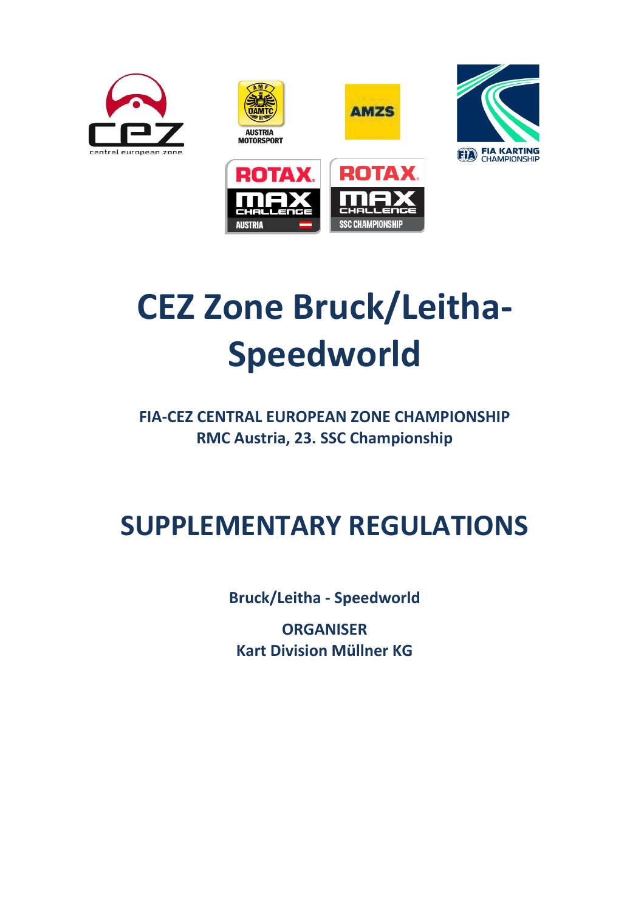# CEZ Zone Bruck/Leitha-Speedworld

**FIA-CEZ CENTRAL EUROPEAN ZONE CHAMPIONSHIP**
**RMC Austria, 23. SSC Championship**

# SUPPLEMENTARY REGULATIONS

**Bruck/Leitha - Speedworld**

**ORGANISER**
**Kart Division Müllner KG**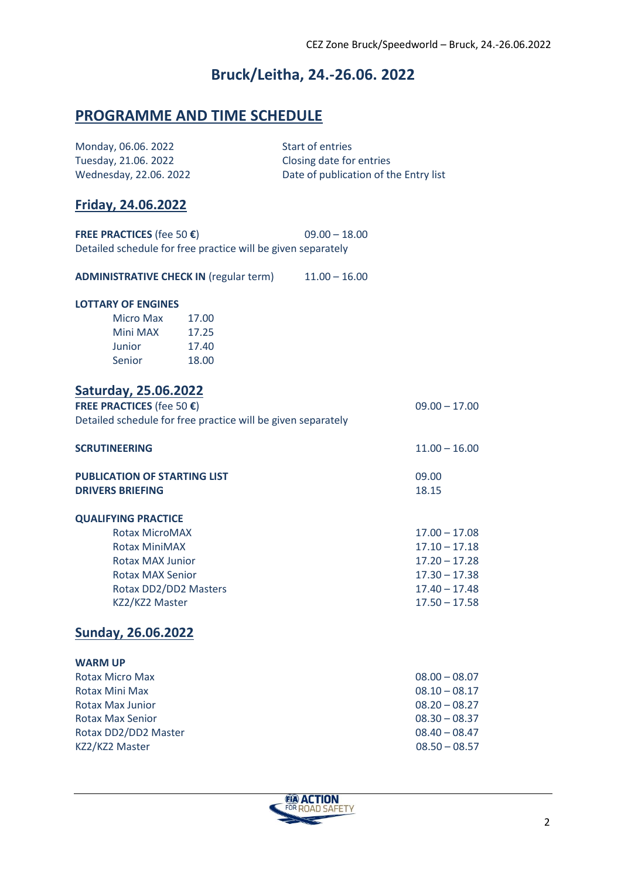# Bruck/Leitha, 24.-26.06. 2022

## PROGRAMME AND TIME SCHEDULE

| | |
|---|---|
| Monday, 06.06. 2022 | Start of entries |
| Tuesday, 21.06. 2022 | Closing date for entries |
| Wednesday, 22.06. 2022 | Date of publication of the Entry list |

### Friday, 24.06.2022

**FREE PRACTICES** (fee 50 **€**) 09.00 – 18.00
Detailed schedule for free practice will be given separately

**ADMINISTRATIVE CHECK IN** (regular term) 11.00 – 16.00

**LOTTARY OF ENGINES**

| | |
|---|---|
| Micro Max | 17.00 |
| Mini MAX | 17.25 |
| Junior | 17.40 |
| Senior | 18.00 |

### Saturday, 25.06.2022

**FREE PRACTICES** (fee 50 **€**) 09.00 – 17.00
Detailed schedule for free practice will be given separately

**SCRUTINEERING** 11.00 – 16.00

**PUBLICATION OF STARTING LIST** 09.00
**DRIVERS BRIEFING** 18.15

**QUALIFYING PRACTICE**

| | |
|---|---|
| Rotax MicroMAX | 17.00 – 17.08 |
| Rotax MiniMAX | 17.10 – 17.18 |
| Rotax MAX Junior | 17.20 – 17.28 |
| Rotax MAX Senior | 17.30 – 17.38 |
| Rotax DD2/DD2 Masters | 17.40 – 17.48 |
| KZ2/KZ2 Master | 17.50 – 17.58 |

### Sunday, 26.06.2022

**WARM UP**

| | |
|---|---|
| Rotax Micro Max | 08.00 – 08.07 |
| Rotax Mini Max | 08.10 – 08.17 |
| Rotax Max Junior | 08.20 – 08.27 |
| Rotax Max Senior | 08.30 – 08.37 |
| Rotax DD2/DD2 Master | 08.40 – 08.47 |
| KZ2/KZ2 Master | 08.50 – 08.57 |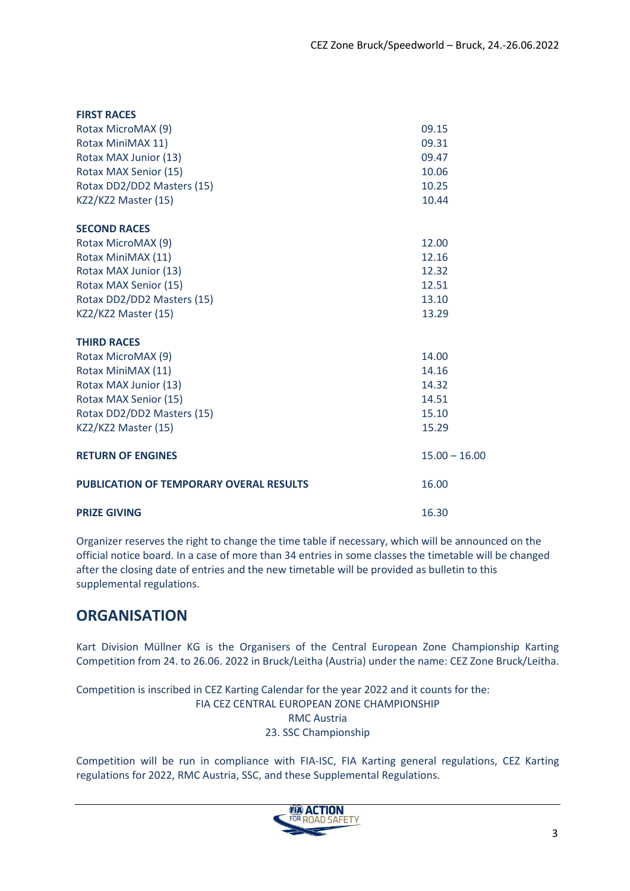| **FIRST RACES** | |
|---|---|
| Rotax MicroMAX (9) | 09.15 |
| Rotax MiniMAX 11) | 09.31 |
| Rotax MAX Junior (13) | 09.47 |
| Rotax MAX Senior (15) | 10.06 |
| Rotax DD2/DD2 Masters (15) | 10.25 |
| KZ2/KZ2 Master (15) | 10.44 |
| **SECOND RACES** | |
| Rotax MicroMAX (9) | 12.00 |
| Rotax MiniMAX (11) | 12.16 |
| Rotax MAX Junior (13) | 12.32 |
| Rotax MAX Senior (15) | 12.51 |
| Rotax DD2/DD2 Masters (15) | 13.10 |
| KZ2/KZ2 Master (15) | 13.29 |
| **THIRD RACES** | |
| Rotax MicroMAX (9) | 14.00 |
| Rotax MiniMAX (11) | 14.16 |
| Rotax MAX Junior (13) | 14.32 |
| Rotax MAX Senior (15) | 14.51 |
| Rotax DD2/DD2 Masters (15) | 15.10 |
| KZ2/KZ2 Master (15) | 15.29 |
| **RETURN OF ENGINES** | 15.00 – 16.00 |
| **PUBLICATION OF TEMPORARY OVERAL RESULTS** | 16.00 |
| **PRIZE GIVING** | 16.30 |

Organizer reserves the right to change the time table if necessary, which will be announced on the official notice board. In a case of more than 34 entries in some classes the timetable will be changed after the closing date of entries and the new timetable will be provided as bulletin to this supplemental regulations.

## ORGANISATION

Kart Division Müllner KG is the Organisers of the Central European Zone Championship Karting Competition from 24. to 26.06. 2022 in Bruck/Leitha (Austria) under the name: CEZ Zone Bruck/Leitha.

Competition is inscribed in CEZ Karting Calendar for the year 2022 and it counts for the:

FIA CEZ CENTRAL EUROPEAN ZONE CHAMPIONSHIP
RMC Austria
23. SSC Championship

Competition will be run in compliance with FIA-ISC, FIA Karting general regulations, CEZ Karting regulations for 2022, RMC Austria, SSC, and these Supplemental Regulations.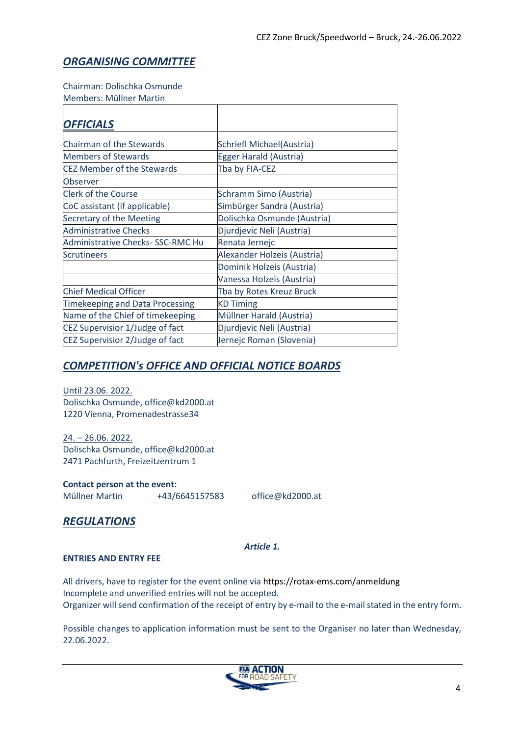## *ORGANISING COMMITTEE*

Chairman: Dolischka Osmunde
Members: Müllner Martin

| ***OFFICIALS*** | |
|---|---|
| Chairman of the Stewards | Schriefl Michael(Austria) |
| Members of Stewards | Egger Harald (Austria) |
| CEZ Member of the Stewards | Tba by FIA-CEZ |
| Observer | |
| Clerk of the Course | Schramm Simo (Austria) |
| CoC assistant (if applicable) | Simbürger Sandra (Austria) |
| Secretary of the Meeting | Dolischka Osmunde (Austria) |
| Administrative Checks | Djurdjevic Neli (Austria) |
| Administrative Checks- SSC-RMC Hu | Renata Jernejc |
| Scrutineers | Alexander Holzeis (Austria) |
| | Dominik Holzeis (Austria) |
| | Vanessa Holzeis (Austria) |
| Chief Medical Officer | Tba by Rotes Kreuz Bruck |
| Timekeeping and Data Processing | KD Timing |
| Name of the Chief of timekeeping | Müllner Harald (Austria) |
| CEZ Supervisior 1/Judge of fact | Djurdjevic Neli (Austria) |
| CEZ Supervisior 2/Judge of fact | Jernejc Roman (Slovenia) |

## *COMPETITION's OFFICE AND OFFICIAL NOTICE BOARDS*

Until 23.06. 2022.
Dolischka Osmunde, office@kd2000.at
1220 Vienna, Promenadestrasse34

24. – 26.06. 2022.
Dolischka Osmunde, office@kd2000.at
2471 Pachfurth, Freizeitzentrum 1

**Contact person at the event:**
Müllner Martin +43/6645157583 office@kd2000.at

## *REGULATIONS*

*Article 1.*

**ENTRIES AND ENTRY FEE**

All drivers, have to register for the event online via https://rotax-ems.com/anmeldung
Incomplete and unverified entries will not be accepted.
Organizer will send confirmation of the receipt of entry by e-mail to the e-mail stated in the entry form.

Possible changes to application information must be sent to the Organiser no later than Wednesday, 22.06.2022.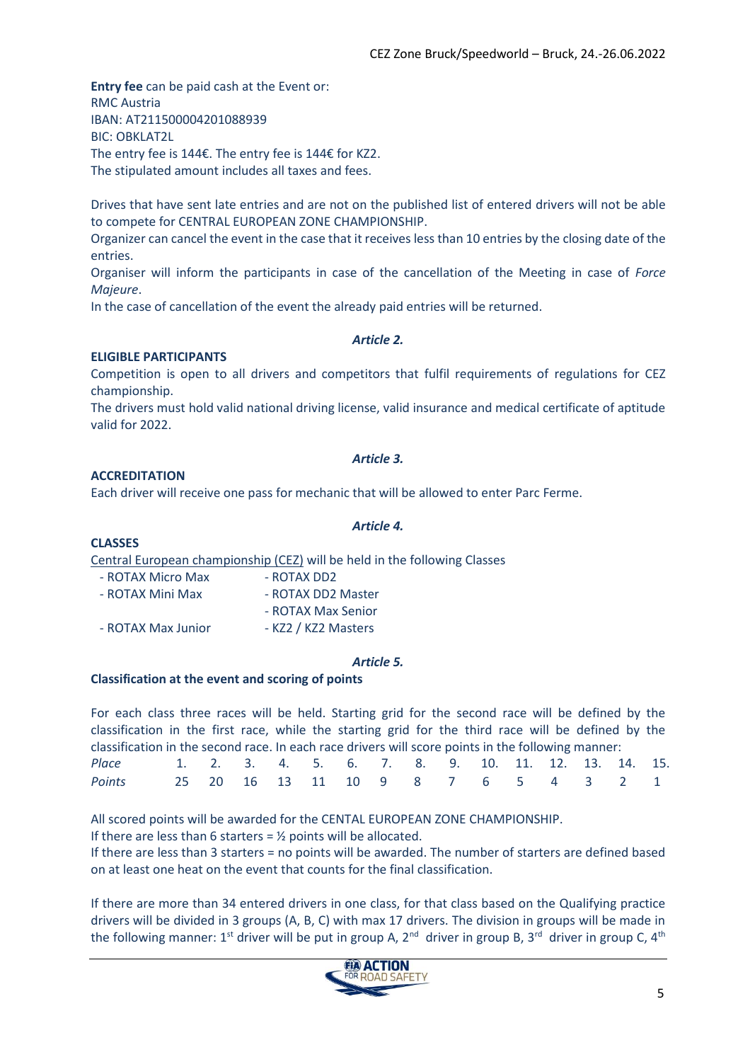**Entry fee** can be paid cash at the Event or:
RMC Austria
IBAN: AT211500004201088939
BIC: OBKLAT2L
The entry fee is 144€. The entry fee is 144€ for KZ2.
The stipulated amount includes all taxes and fees.

Drives that have sent late entries and are not on the published list of entered drivers will not be able to compete for CENTRAL EUROPEAN ZONE CHAMPIONSHIP.
Organizer can cancel the event in the case that it receives less than 10 entries by the closing date of the entries.
Organiser will inform the participants in case of the cancellation of the Meeting in case of *Force Majeure*.
In the case of cancellation of the event the already paid entries will be returned.

***Article 2.***

**ELIGIBLE PARTICIPANTS**

Competition is open to all drivers and competitors that fulfil requirements of regulations for CEZ championship.
The drivers must hold valid national driving license, valid insurance and medical certificate of aptitude valid for 2022.

***Article 3.***

**ACCREDITATION**

Each driver will receive one pass for mechanic that will be allowed to enter Parc Ferme.

***Article 4.***

**CLASSES**

Central European championship (CEZ) will be held in the following Classes

- ROTAX Micro Max
- ROTAX Mini Max
- ROTAX Max Junior
- ROTAX DD2
- ROTAX DD2 Master
- ROTAX Max Senior
- KZ2 / KZ2 Masters

***Article 5.***

**Classification at the event and scoring of points**

For each class three races will be held. Starting grid for the second race will be defined by the classification in the first race, while the starting grid for the third race will be defined by the classification in the second race. In each race drivers will score points in the following manner:

| *Place* | 1. | 2. | 3. | 4. | 5. | 6. | 7. | 8. | 9. | 10. | 11. | 12. | 13. | 14. | 15. |
|---|---|---|---|---|---|---|---|---|---|---|---|---|---|---|---|
| *Points* | 25 | 20 | 16 | 13 | 11 | 10 | 9 | 8 | 7 | 6 | 5 | 4 | 3 | 2 | 1 |

All scored points will be awarded for the CENTAL EUROPEAN ZONE CHAMPIONSHIP.
If there are less than 6 starters = ½ points will be allocated.
If there are less than 3 starters = no points will be awarded. The number of starters are defined based on at least one heat on the event that counts for the final classification.

If there are more than 34 entered drivers in one class, for that class based on the Qualifying practice drivers will be divided in 3 groups (A, B, C) with max 17 drivers. The division in groups will be made in the following manner: 1st driver will be put in group A, 2nd driver in group B, 3rd driver in group C, 4th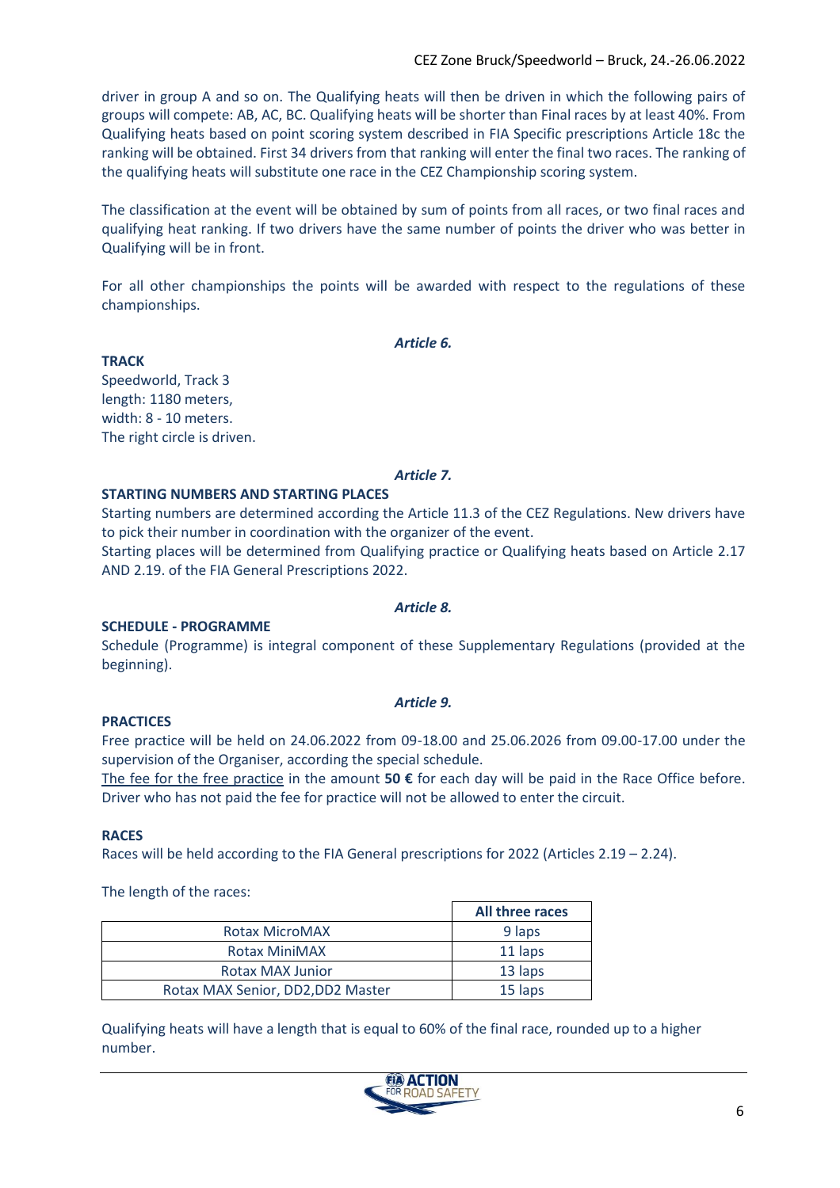driver in group A and so on. The Qualifying heats will then be driven in which the following pairs of groups will compete: AB, AC, BC. Qualifying heats will be shorter than Final races by at least 40%. From Qualifying heats based on point scoring system described in FIA Specific prescriptions Article 18c the ranking will be obtained. First 34 drivers from that ranking will enter the final two races. The ranking of the qualifying heats will substitute one race in the CEZ Championship scoring system.

The classification at the event will be obtained by sum of points from all races, or two final races and qualifying heat ranking. If two drivers have the same number of points the driver who was better in Qualifying will be in front.

For all other championships the points will be awarded with respect to the regulations of these championships.

*Article 6.*

**TRACK**

Speedworld, Track 3
length: 1180 meters,
width: 8 - 10 meters.
The right circle is driven.

*Article 7.*

**STARTING NUMBERS AND STARTING PLACES**

Starting numbers are determined according the Article 11.3 of the CEZ Regulations. New drivers have to pick their number in coordination with the organizer of the event.
Starting places will be determined from Qualifying practice or Qualifying heats based on Article 2.17 AND 2.19. of the FIA General Prescriptions 2022.

*Article 8.*

**SCHEDULE - PROGRAMME**

Schedule (Programme) is integral component of these Supplementary Regulations (provided at the beginning).

*Article 9.*

**PRACTICES**

Free practice will be held on 24.06.2022 from 09-18.00 and 25.06.2026 from 09.00-17.00 under the supervision of the Organiser, according the special schedule.
The fee for the free practice in the amount **50 €** for each day will be paid in the Race Office before. Driver who has not paid the fee for practice will not be allowed to enter the circuit.

**RACES**

Races will be held according to the FIA General prescriptions for 2022 (Articles 2.19 – 2.24).

The length of the races:

| | All three races |
|---|---|
| Rotax MicroMAX | 9 laps |
| Rotax MiniMAX | 11 laps |
| Rotax MAX Junior | 13 laps |
| Rotax MAX Senior, DD2,DD2 Master | 15 laps |

Qualifying heats will have a length that is equal to 60% of the final race, rounded up to a higher number.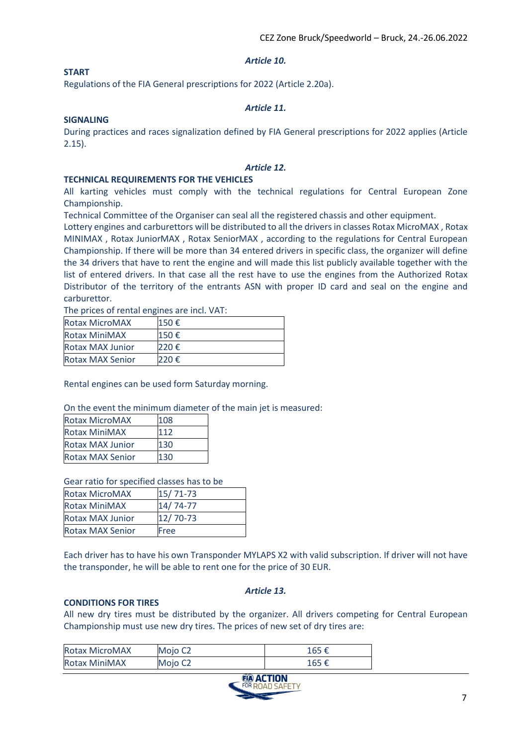*Article 10.*

**START**

Regulations of the FIA General prescriptions for 2022 (Article 2.20a).

*Article 11.*

**SIGNALING**

During practices and races signalization defined by FIA General prescriptions for 2022 applies (Article 2.15).

*Article 12.*

**TECHNICAL REQUIREMENTS FOR THE VEHICLES**

All karting vehicles must comply with the technical regulations for Central European Zone Championship.

Technical Committee of the Organiser can seal all the registered chassis and other equipment.

Lottery engines and carburettors will be distributed to all the drivers in classes Rotax MicroMAX , Rotax MINIMAX , Rotax JuniorMAX , Rotax SeniorMAX , according to the regulations for Central European Championship. If there will be more than 34 entered drivers in specific class, the organizer will define the 34 drivers that have to rent the engine and will made this list publicly available together with the list of entered drivers. In that case all the rest have to use the engines from the Authorized Rotax Distributor of the territory of the entrants ASN with proper ID card and seal on the engine and carburettor.

The prices of rental engines are incl. VAT:

| Rotax MicroMAX | 150 € |
|---|---|
| Rotax MiniMAX | 150 € |
| Rotax MAX Junior | 220 € |
| Rotax MAX Senior | 220 € |

Rental engines can be used form Saturday morning.

On the event the minimum diameter of the main jet is measured:

| Rotax MicroMAX | 108 |
|---|---|
| Rotax MiniMAX | 112 |
| Rotax MAX Junior | 130 |
| Rotax MAX Senior | 130 |

Gear ratio for specified classes has to be

| Rotax MicroMAX | 15/ 71-73 |
|---|---|
| Rotax MiniMAX | 14/ 74-77 |
| Rotax MAX Junior | 12/ 70-73 |
| Rotax MAX Senior | Free |

Each driver has to have his own Transponder MYLAPS X2 with valid subscription. If driver will not have the transponder, he will be able to rent one for the price of 30 EUR.

*Article 13.*

**CONDITIONS FOR TIRES**

All new dry tires must be distributed by the organizer. All drivers competing for Central European Championship must use new dry tires. The prices of new set of dry tires are:

| Rotax MicroMAX | Mojo C2 | 165 € |
|---|---|---|
| Rotax MiniMAX | Mojo C2 | 165 € |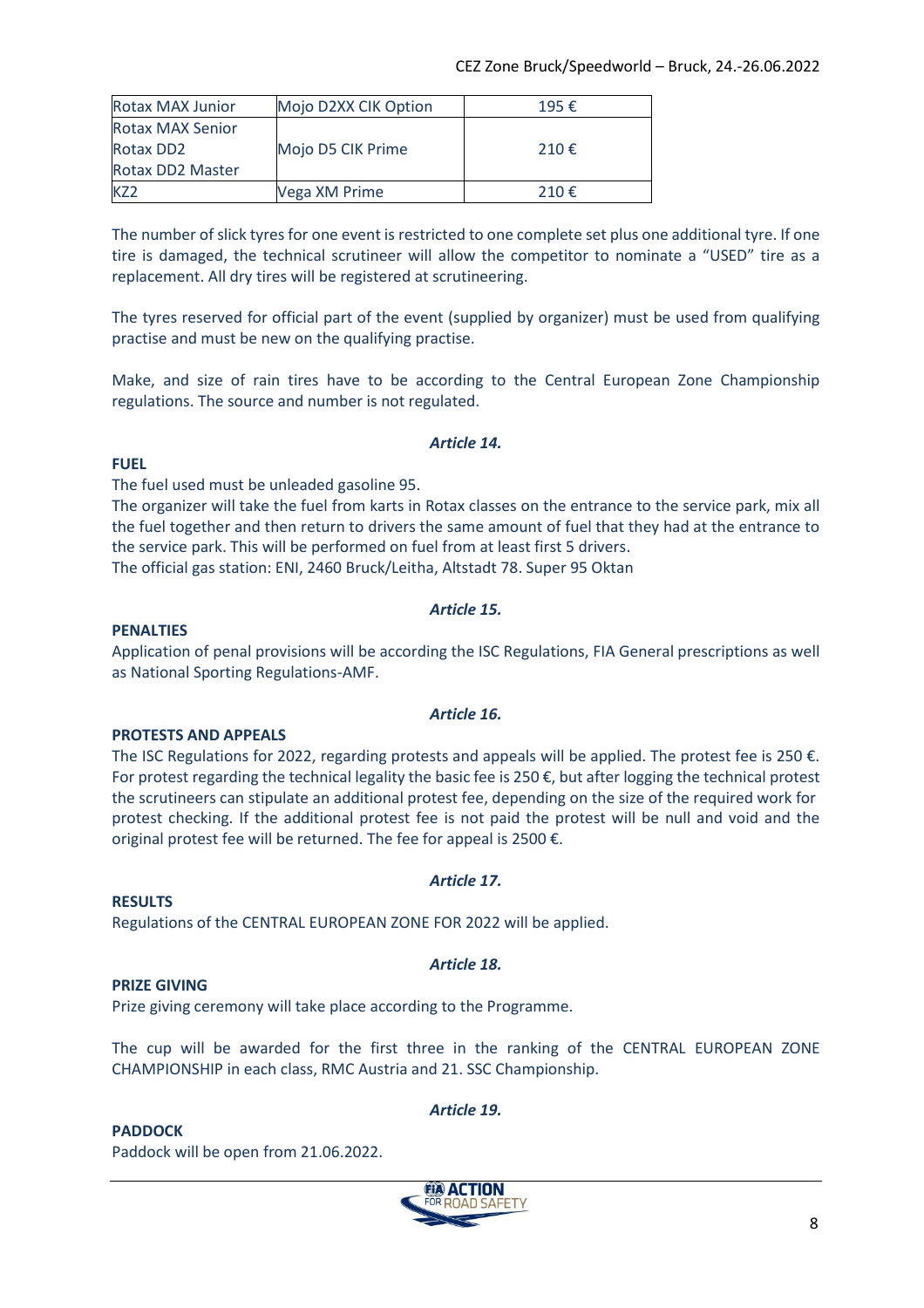| Rotax MAX Junior | Mojo D2XX CIK Option | 195 € |
|---|---|---|
| Rotax MAX Senior<br>Rotax DD2<br>Rotax DD2 Master | Mojo D5 CIK Prime | 210 € |
| KZ2 | Vega XM Prime | 210 € |

The number of slick tyres for one event is restricted to one complete set plus one additional tyre. If one tire is damaged, the technical scrutineer will allow the competitor to nominate a "USED" tire as a replacement. All dry tires will be registered at scrutineering.

The tyres reserved for official part of the event (supplied by organizer) must be used from qualifying practise and must be new on the qualifying practise.

Make, and size of rain tires have to be according to the Central European Zone Championship regulations. The source and number is not regulated.

***Article 14.***

**FUEL**

The fuel used must be unleaded gasoline 95.
The organizer will take the fuel from karts in Rotax classes on the entrance to the service park, mix all the fuel together and then return to drivers the same amount of fuel that they had at the entrance to the service park. This will be performed on fuel from at least first 5 drivers.
The official gas station: ENI, 2460 Bruck/Leitha, Altstadt 78. Super 95 Oktan

***Article 15.***

**PENALTIES**

Application of penal provisions will be according the ISC Regulations, FIA General prescriptions as well as National Sporting Regulations-AMF.

***Article 16.***

**PROTESTS AND APPEALS**

The ISC Regulations for 2022, regarding protests and appeals will be applied. The protest fee is 250 €. For protest regarding the technical legality the basic fee is 250 €, but after logging the technical protest the scrutineers can stipulate an additional protest fee, depending on the size of the required work for protest checking. If the additional protest fee is not paid the protest will be null and void and the original protest fee will be returned. The fee for appeal is 2500 €.

***Article 17.***

**RESULTS**

Regulations of the CENTRAL EUROPEAN ZONE FOR 2022 will be applied.

***Article 18.***

**PRIZE GIVING**

Prize giving ceremony will take place according to the Programme.

The cup will be awarded for the first three in the ranking of the CENTRAL EUROPEAN ZONE CHAMPIONSHIP in each class, RMC Austria and 21. SSC Championship.

***Article 19.***

**PADDOCK**

Paddock will be open from 21.06.2022.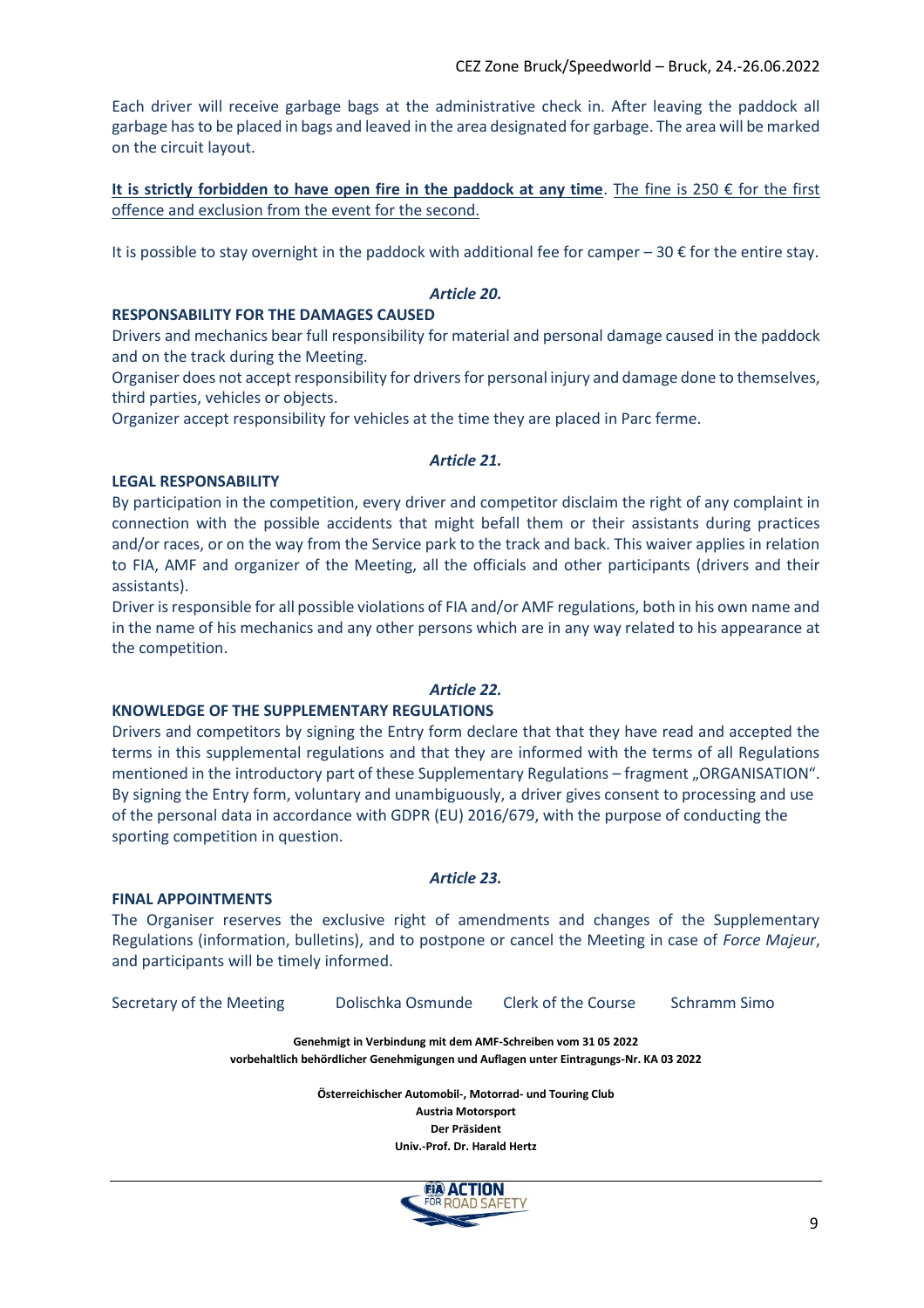Each driver will receive garbage bags at the administrative check in. After leaving the paddock all garbage has to be placed in bags and leaved in the area designated for garbage. The area will be marked on the circuit layout.

**It is strictly forbidden to have open fire in the paddock at any time**. The fine is 250 € for the first offence and exclusion from the event for the second.

It is possible to stay overnight in the paddock with additional fee for camper – 30 € for the entire stay.

***Article 20.***

**RESPONSABILITY FOR THE DAMAGES CAUSED**

Drivers and mechanics bear full responsibility for material and personal damage caused in the paddock and on the track during the Meeting.

Organiser does not accept responsibility for drivers for personal injury and damage done to themselves, third parties, vehicles or objects.

Organizer accept responsibility for vehicles at the time they are placed in Parc ferme.

***Article 21.***

**LEGAL RESPONSABILITY**

By participation in the competition, every driver and competitor disclaim the right of any complaint in connection with the possible accidents that might befall them or their assistants during practices and/or races, or on the way from the Service park to the track and back. This waiver applies in relation to FIA, AMF and organizer of the Meeting, all the officials and other participants (drivers and their assistants).

Driver is responsible for all possible violations of FIA and/or AMF regulations, both in his own name and in the name of his mechanics and any other persons which are in any way related to his appearance at the competition.

***Article 22.***

**KNOWLEDGE OF THE SUPPLEMENTARY REGULATIONS**

Drivers and competitors by signing the Entry form declare that that they have read and accepted the terms in this supplemental regulations and that they are informed with the terms of all Regulations mentioned in the introductory part of these Supplementary Regulations – fragment „ORGANISATION". By signing the Entry form, voluntary and unambiguously, a driver gives consent to processing and use of the personal data in accordance with GDPR (EU) 2016/679, with the purpose of conducting the sporting competition in question.

***Article 23.***

**FINAL APPOINTMENTS**

The Organiser reserves the exclusive right of amendments and changes of the Supplementary Regulations (information, bulletins), and to postpone or cancel the Meeting in case of *Force Majeur*, and participants will be timely informed.

Secretary of the Meeting Dolischka Osmunde Clerk of the Course Schramm Simo

**Genehmigt in Verbindung mit dem AMF-Schreiben vom 31 05 2022**
**vorbehaltlich behördlicher Genehmigungen und Auflagen unter Eintragungs-Nr. KA 03 2022**

**Österreichischer Automobil-, Motorrad- und Touring Club**
**Austria Motorsport**
**Der Präsident**
**Univ.-Prof. Dr. Harald Hertz**

FIA ACTION FOR ROAD SAFETY